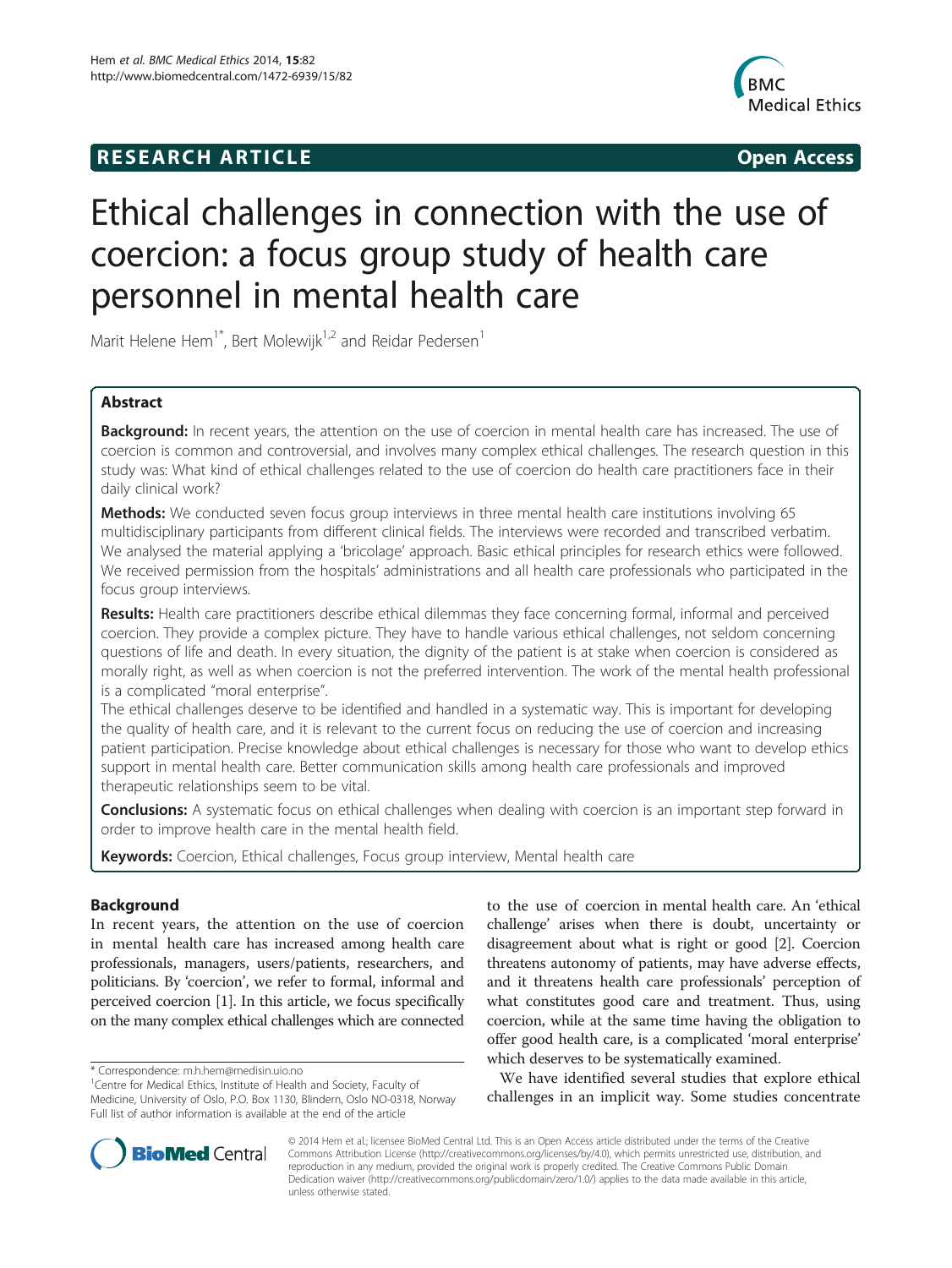**RESEARCH ARTICLE** **Open Access**

# Ethical challenges in connection with the use of coercion: a focus group study of health care personnel in mental health care

Marit Helene Hem[1*], Bert Molewijk[1,2] and Reidar Pedersen[1]

## Abstract

**Background:** In recent years, the attention on the use of coercion in mental health care has increased. The use of coercion is common and controversial, and involves many complex ethical challenges. The research question in this study was: What kind of ethical challenges related to the use of coercion do health care practitioners face in their daily clinical work?

**Methods:** We conducted seven focus group interviews in three mental health care institutions involving 65 multidisciplinary participants from different clinical fields. The interviews were recorded and transcribed verbatim. We analysed the material applying a 'bricolage' approach. Basic ethical principles for research ethics were followed. We received permission from the hospitals' administrations and all health care professionals who participated in the focus group interviews.

**Results:** Health care practitioners describe ethical dilemmas they face concerning formal, informal and perceived coercion. They provide a complex picture. They have to handle various ethical challenges, not seldom concerning questions of life and death. In every situation, the dignity of the patient is at stake when coercion is considered as morally right, as well as when coercion is not the preferred intervention. The work of the mental health professional is a complicated "moral enterprise".

The ethical challenges deserve to be identified and handled in a systematic way. This is important for developing the quality of health care, and it is relevant to the current focus on reducing the use of coercion and increasing patient participation. Precise knowledge about ethical challenges is necessary for those who want to develop ethics support in mental health care. Better communication skills among health care professionals and improved therapeutic relationships seem to be vital.

**Conclusions:** A systematic focus on ethical challenges when dealing with coercion is an important step forward in order to improve health care in the mental health field.

**Keywords:** Coercion, Ethical challenges, Focus group interview, Mental health care

## Background

In recent years, the attention on the use of coercion in mental health care has increased among health care professionals, managers, users/patients, researchers, and politicians. By 'coercion', we refer to formal, informal and perceived coercion [1]. In this article, we focus specifically on the many complex ethical challenges which are connected to the use of coercion in mental health care. An 'ethical challenge' arises when there is doubt, uncertainty or disagreement about what is right or good [2]. Coercion threatens autonomy of patients, may have adverse effects, and it threatens health care professionals' perception of what constitutes good care and treatment. Thus, using coercion, while at the same time having the obligation to offer good health care, is a complicated 'moral enterprise' which deserves to be systematically examined.

We have identified several studies that explore ethical challenges in an implicit way. Some studies concentrate

\* Correspondence: m.h.hem@medisin.uio.no

[1]Centre for Medical Ethics, Institute of Health and Society, Faculty of Medicine, University of Oslo, P.O. Box 1130, Blindern, Oslo NO-0318, Norway

Full list of author information is available at the end of the article

© 2014 Hem et al.; licensee BioMed Central Ltd. This is an Open Access article distributed under the terms of the Creative Commons Attribution License (http://creativecommons.org/licenses/by/4.0), which permits unrestricted use, distribution, and reproduction in any medium, provided the original work is properly credited. The Creative Commons Public Domain Dedication waiver (http://creativecommons.org/publicdomain/zero/1.0/) applies to the data made available in this article, unless otherwise stated.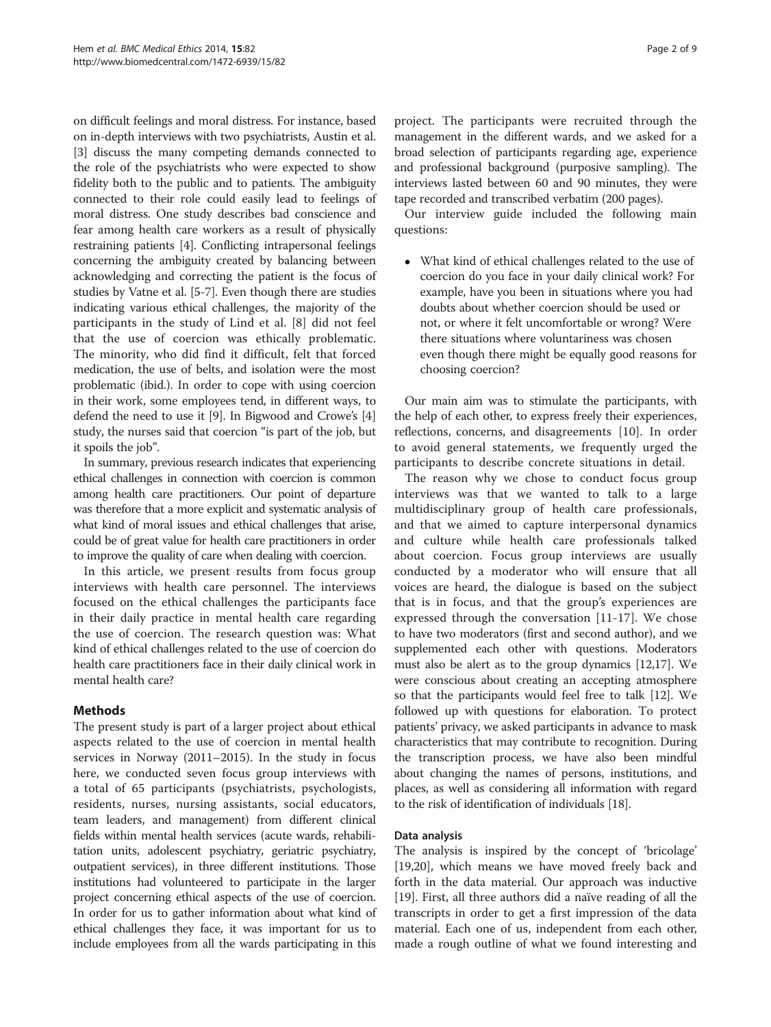on difficult feelings and moral distress. For instance, based on in-depth interviews with two psychiatrists, Austin et al. [3] discuss the many competing demands connected to the role of the psychiatrists who were expected to show fidelity both to the public and to patients. The ambiguity connected to their role could easily lead to feelings of moral distress. One study describes bad conscience and fear among health care workers as a result of physically restraining patients [4]. Conflicting intrapersonal feelings concerning the ambiguity created by balancing between acknowledging and correcting the patient is the focus of studies by Vatne et al. [5-7]. Even though there are studies indicating various ethical challenges, the majority of the participants in the study of Lind et al. [8] did not feel that the use of coercion was ethically problematic. The minority, who did find it difficult, felt that forced medication, the use of belts, and isolation were the most problematic (ibid.). In order to cope with using coercion in their work, some employees tend, in different ways, to defend the need to use it [9]. In Bigwood and Crowe's [4] study, the nurses said that coercion "is part of the job, but it spoils the job".

In summary, previous research indicates that experiencing ethical challenges in connection with coercion is common among health care practitioners. Our point of departure was therefore that a more explicit and systematic analysis of what kind of moral issues and ethical challenges that arise, could be of great value for health care practitioners in order to improve the quality of care when dealing with coercion.

In this article, we present results from focus group interviews with health care personnel. The interviews focused on the ethical challenges the participants face in their daily practice in mental health care regarding the use of coercion. The research question was: What kind of ethical challenges related to the use of coercion do health care practitioners face in their daily clinical work in mental health care?

## Methods

The present study is part of a larger project about ethical aspects related to the use of coercion in mental health services in Norway (2011–2015). In the study in focus here, we conducted seven focus group interviews with a total of 65 participants (psychiatrists, psychologists, residents, nurses, nursing assistants, social educators, team leaders, and management) from different clinical fields within mental health services (acute wards, rehabilitation units, adolescent psychiatry, geriatric psychiatry, outpatient services), in three different institutions. Those institutions had volunteered to participate in the larger project concerning ethical aspects of the use of coercion. In order for us to gather information about what kind of ethical challenges they face, it was important for us to include employees from all the wards participating in this project. The participants were recruited through the management in the different wards, and we asked for a broad selection of participants regarding age, experience and professional background (purposive sampling). The interviews lasted between 60 and 90 minutes, they were tape recorded and transcribed verbatim (200 pages).

Our interview guide included the following main questions:

- What kind of ethical challenges related to the use of coercion do you face in your daily clinical work? For example, have you been in situations where you had doubts about whether coercion should be used or not, or where it felt uncomfortable or wrong? Were there situations where voluntariness was chosen even though there might be equally good reasons for choosing coercion?

Our main aim was to stimulate the participants, with the help of each other, to express freely their experiences, reflections, concerns, and disagreements [10]. In order to avoid general statements, we frequently urged the participants to describe concrete situations in detail.

The reason why we chose to conduct focus group interviews was that we wanted to talk to a large multidisciplinary group of health care professionals, and that we aimed to capture interpersonal dynamics and culture while health care professionals talked about coercion. Focus group interviews are usually conducted by a moderator who will ensure that all voices are heard, the dialogue is based on the subject that is in focus, and that the group's experiences are expressed through the conversation [11-17]. We chose to have two moderators (first and second author), and we supplemented each other with questions. Moderators must also be alert as to the group dynamics [12,17]. We were conscious about creating an accepting atmosphere so that the participants would feel free to talk [12]. We followed up with questions for elaboration. To protect patients' privacy, we asked participants in advance to mask characteristics that may contribute to recognition. During the transcription process, we have also been mindful about changing the names of persons, institutions, and places, as well as considering all information with regard to the risk of identification of individuals [18].

### Data analysis

The analysis is inspired by the concept of 'bricolage' [19,20], which means we have moved freely back and forth in the data material. Our approach was inductive [19]. First, all three authors did a naïve reading of all the transcripts in order to get a first impression of the data material. Each one of us, independent from each other, made a rough outline of what we found interesting and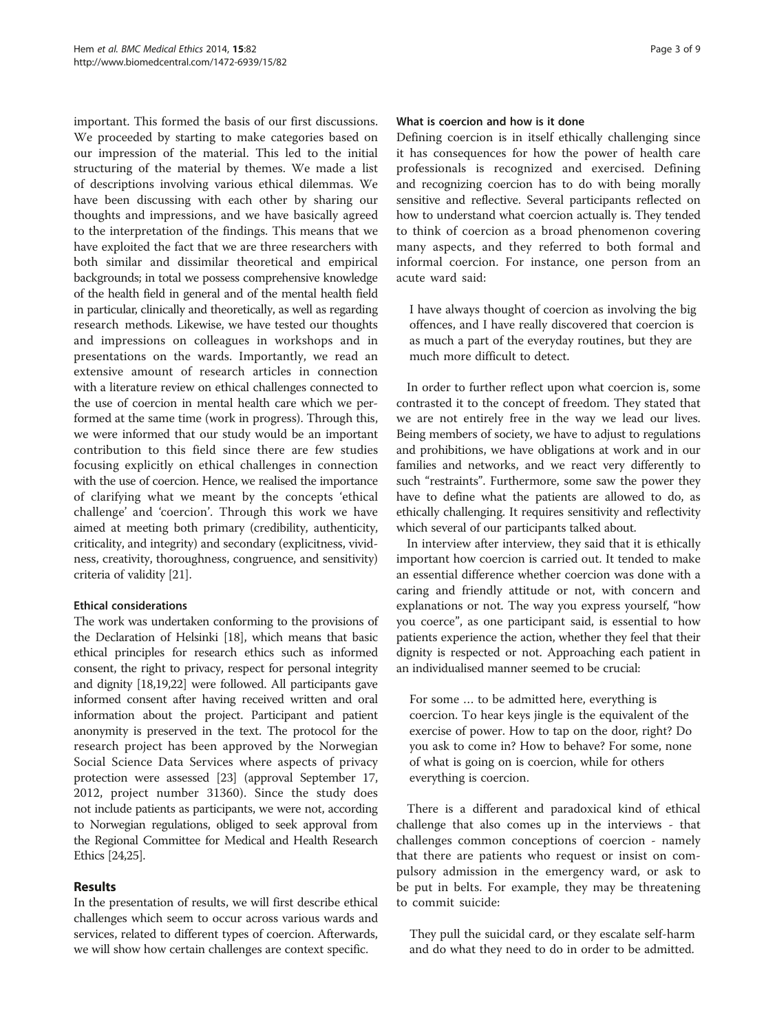important. This formed the basis of our first discussions. We proceeded by starting to make categories based on our impression of the material. This led to the initial structuring of the material by themes. We made a list of descriptions involving various ethical dilemmas. We have been discussing with each other by sharing our thoughts and impressions, and we have basically agreed to the interpretation of the findings. This means that we have exploited the fact that we are three researchers with both similar and dissimilar theoretical and empirical backgrounds; in total we possess comprehensive knowledge of the health field in general and of the mental health field in particular, clinically and theoretically, as well as regarding research methods. Likewise, we have tested our thoughts and impressions on colleagues in workshops and in presentations on the wards. Importantly, we read an extensive amount of research articles in connection with a literature review on ethical challenges connected to the use of coercion in mental health care which we performed at the same time (work in progress). Through this, we were informed that our study would be an important contribution to this field since there are few studies focusing explicitly on ethical challenges in connection with the use of coercion. Hence, we realised the importance of clarifying what we meant by the concepts 'ethical challenge' and 'coercion'. Through this work we have aimed at meeting both primary (credibility, authenticity, criticality, and integrity) and secondary (explicitness, vividness, creativity, thoroughness, congruence, and sensitivity) criteria of validity [21].

#### Ethical considerations

The work was undertaken conforming to the provisions of the Declaration of Helsinki [18], which means that basic ethical principles for research ethics such as informed consent, the right to privacy, respect for personal integrity and dignity [18,19,22] were followed. All participants gave informed consent after having received written and oral information about the project. Participant and patient anonymity is preserved in the text. The protocol for the research project has been approved by the Norwegian Social Science Data Services where aspects of privacy protection were assessed [23] (approval September 17, 2012, project number 31360). Since the study does not include patients as participants, we were not, according to Norwegian regulations, obliged to seek approval from the Regional Committee for Medical and Health Research Ethics [24,25].

## Results

In the presentation of results, we will first describe ethical challenges which seem to occur across various wards and services, related to different types of coercion. Afterwards, we will show how certain challenges are context specific.

#### What is coercion and how is it done

Defining coercion is in itself ethically challenging since it has consequences for how the power of health care professionals is recognized and exercised. Defining and recognizing coercion has to do with being morally sensitive and reflective. Several participants reflected on how to understand what coercion actually is. They tended to think of coercion as a broad phenomenon covering many aspects, and they referred to both formal and informal coercion. For instance, one person from an acute ward said:

> I have always thought of coercion as involving the big offences, and I have really discovered that coercion is as much a part of the everyday routines, but they are much more difficult to detect.

In order to further reflect upon what coercion is, some contrasted it to the concept of freedom. They stated that we are not entirely free in the way we lead our lives. Being members of society, we have to adjust to regulations and prohibitions, we have obligations at work and in our families and networks, and we react very differently to such "restraints". Furthermore, some saw the power they have to define what the patients are allowed to do, as ethically challenging. It requires sensitivity and reflectivity which several of our participants talked about.

In interview after interview, they said that it is ethically important how coercion is carried out. It tended to make an essential difference whether coercion was done with a caring and friendly attitude or not, with concern and explanations or not. The way you express yourself, "how you coerce", as one participant said, is essential to how patients experience the action, whether they feel that their dignity is respected or not. Approaching each patient in an individualised manner seemed to be crucial:

> For some … to be admitted here, everything is coercion. To hear keys jingle is the equivalent of the exercise of power. How to tap on the door, right? Do you ask to come in? How to behave? For some, none of what is going on is coercion, while for others everything is coercion.

There is a different and paradoxical kind of ethical challenge that also comes up in the interviews - that challenges common conceptions of coercion - namely that there are patients who request or insist on compulsory admission in the emergency ward, or ask to be put in belts. For example, they may be threatening to commit suicide:

> They pull the suicidal card, or they escalate self-harm and do what they need to do in order to be admitted.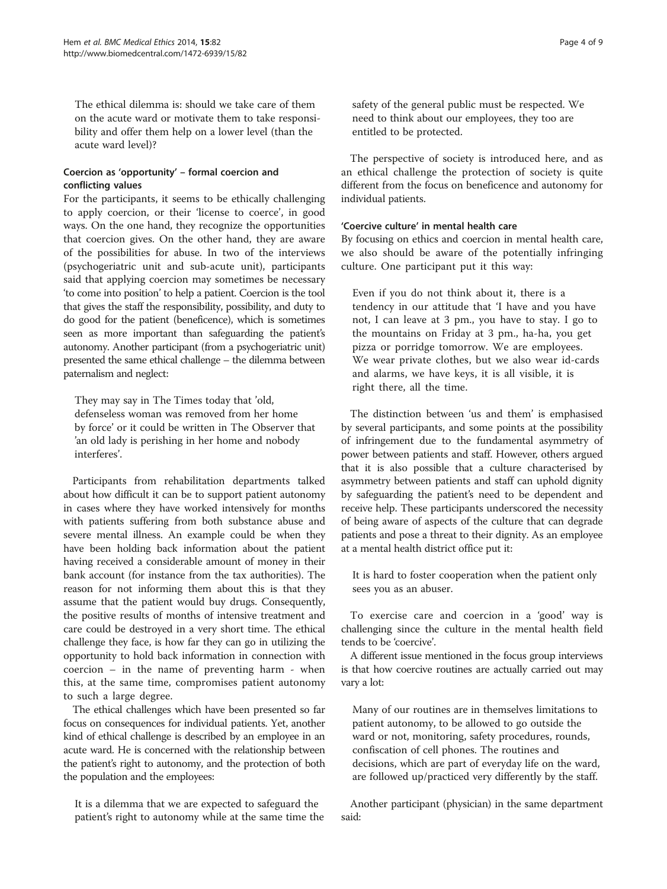> The ethical dilemma is: should we take care of them on the acute ward or motivate them to take responsibility and offer them help on a lower level (than the acute ward level)?

### Coercion as 'opportunity' – formal coercion and conflicting values

For the participants, it seems to be ethically challenging to apply coercion, or their 'license to coerce', in good ways. On the one hand, they recognize the opportunities that coercion gives. On the other hand, they are aware of the possibilities for abuse. In two of the interviews (psychogeriatric unit and sub-acute unit), participants said that applying coercion may sometimes be necessary 'to come into position' to help a patient. Coercion is the tool that gives the staff the responsibility, possibility, and duty to do good for the patient (beneficence), which is sometimes seen as more important than safeguarding the patient's autonomy. Another participant (from a psychogeriatric unit) presented the same ethical challenge – the dilemma between paternalism and neglect:

> They may say in The Times today that 'old, defenseless woman was removed from her home by force' or it could be written in The Observer that 'an old lady is perishing in her home and nobody interferes'.

Participants from rehabilitation departments talked about how difficult it can be to support patient autonomy in cases where they have worked intensively for months with patients suffering from both substance abuse and severe mental illness. An example could be when they have been holding back information about the patient having received a considerable amount of money in their bank account (for instance from the tax authorities). The reason for not informing them about this is that they assume that the patient would buy drugs. Consequently, the positive results of months of intensive treatment and care could be destroyed in a very short time. The ethical challenge they face, is how far they can go in utilizing the opportunity to hold back information in connection with coercion – in the name of preventing harm - when this, at the same time, compromises patient autonomy to such a large degree.

The ethical challenges which have been presented so far focus on consequences for individual patients. Yet, another kind of ethical challenge is described by an employee in an acute ward. He is concerned with the relationship between the patient's right to autonomy, and the protection of both the population and the employees:

> It is a dilemma that we are expected to safeguard the patient's right to autonomy while at the same time the safety of the general public must be respected. We need to think about our employees, they too are entitled to be protected.

The perspective of society is introduced here, and as an ethical challenge the protection of society is quite different from the focus on beneficence and autonomy for individual patients.

### 'Coercive culture' in mental health care

By focusing on ethics and coercion in mental health care, we also should be aware of the potentially infringing culture. One participant put it this way:

> Even if you do not think about it, there is a tendency in our attitude that 'I have and you have not, I can leave at 3 pm., you have to stay. I go to the mountains on Friday at 3 pm., ha-ha, you get pizza or porridge tomorrow. We are employees. We wear private clothes, but we also wear id-cards and alarms, we have keys, it is all visible, it is right there, all the time.

The distinction between 'us and them' is emphasised by several participants, and some points at the possibility of infringement due to the fundamental asymmetry of power between patients and staff. However, others argued that it is also possible that a culture characterised by asymmetry between patients and staff can uphold dignity by safeguarding the patient's need to be dependent and receive help. These participants underscored the necessity of being aware of aspects of the culture that can degrade patients and pose a threat to their dignity. As an employee at a mental health district office put it:

> It is hard to foster cooperation when the patient only sees you as an abuser.

To exercise care and coercion in a 'good' way is challenging since the culture in the mental health field tends to be 'coercive'.

A different issue mentioned in the focus group interviews is that how coercive routines are actually carried out may vary a lot:

> Many of our routines are in themselves limitations to patient autonomy, to be allowed to go outside the ward or not, monitoring, safety procedures, rounds, confiscation of cell phones. The routines and decisions, which are part of everyday life on the ward, are followed up/practiced very differently by the staff.

Another participant (physician) in the same department said: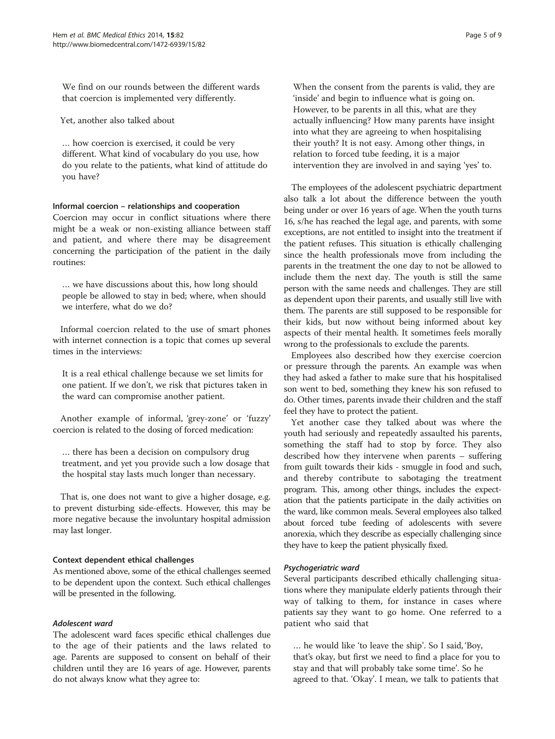> We find on our rounds between the different wards that coercion is implemented very differently.

Yet, another also talked about

> … how coercion is exercised, it could be very different. What kind of vocabulary do you use, how do you relate to the patients, what kind of attitude do you have?

#### Informal coercion – relationships and cooperation

Coercion may occur in conflict situations where there might be a weak or non-existing alliance between staff and patient, and where there may be disagreement concerning the participation of the patient in the daily routines:

> … we have discussions about this, how long should people be allowed to stay in bed; where, when should we interfere, what do we do?

Informal coercion related to the use of smart phones with internet connection is a topic that comes up several times in the interviews:

> It is a real ethical challenge because we set limits for one patient. If we don't, we risk that pictures taken in the ward can compromise another patient.

Another example of informal, 'grey-zone' or 'fuzzy' coercion is related to the dosing of forced medication:

> … there has been a decision on compulsory drug treatment, and yet you provide such a low dosage that the hospital stay lasts much longer than necessary.

That is, one does not want to give a higher dosage, e.g. to prevent disturbing side-effects. However, this may be more negative because the involuntary hospital admission may last longer.

#### Context dependent ethical challenges

As mentioned above, some of the ethical challenges seemed to be dependent upon the context. Such ethical challenges will be presented in the following.

##### *Adolescent ward*

The adolescent ward faces specific ethical challenges due to the age of their patients and the laws related to age. Parents are supposed to consent on behalf of their children until they are 16 years of age. However, parents do not always know what they agree to:

> When the consent from the parents is valid, they are 'inside' and begin to influence what is going on. However, to be parents in all this, what are they actually influencing? How many parents have insight into what they are agreeing to when hospitalising their youth? It is not easy. Among other things, in relation to forced tube feeding, it is a major intervention they are involved in and saying 'yes' to.

The employees of the adolescent psychiatric department also talk a lot about the difference between the youth being under or over 16 years of age. When the youth turns 16, s/he has reached the legal age, and parents, with some exceptions, are not entitled to insight into the treatment if the patient refuses. This situation is ethically challenging since the health professionals move from including the parents in the treatment the one day to not be allowed to include them the next day. The youth is still the same person with the same needs and challenges. They are still as dependent upon their parents, and usually still live with them. The parents are still supposed to be responsible for their kids, but now without being informed about key aspects of their mental health. It sometimes feels morally wrong to the professionals to exclude the parents.

Employees also described how they exercise coercion or pressure through the parents. An example was when they had asked a father to make sure that his hospitalised son went to bed, something they knew his son refused to do. Other times, parents invade their children and the staff feel they have to protect the patient.

Yet another case they talked about was where the youth had seriously and repeatedly assaulted his parents, something the staff had to stop by force. They also described how they intervene when parents – suffering from guilt towards their kids - smuggle in food and such, and thereby contribute to sabotaging the treatment program. This, among other things, includes the expectation that the patients participate in the daily activities on the ward, like common meals. Several employees also talked about forced tube feeding of adolescents with severe anorexia, which they describe as especially challenging since they have to keep the patient physically fixed.

##### *Psychogeriatric ward*

Several participants described ethically challenging situations where they manipulate elderly patients through their way of talking to them, for instance in cases where patients say they want to go home. One referred to a patient who said that

> … he would like 'to leave the ship'. So I said, 'Boy, that's okay, but first we need to find a place for you to stay and that will probably take some time'. So he agreed to that. 'Okay'. I mean, we talk to patients that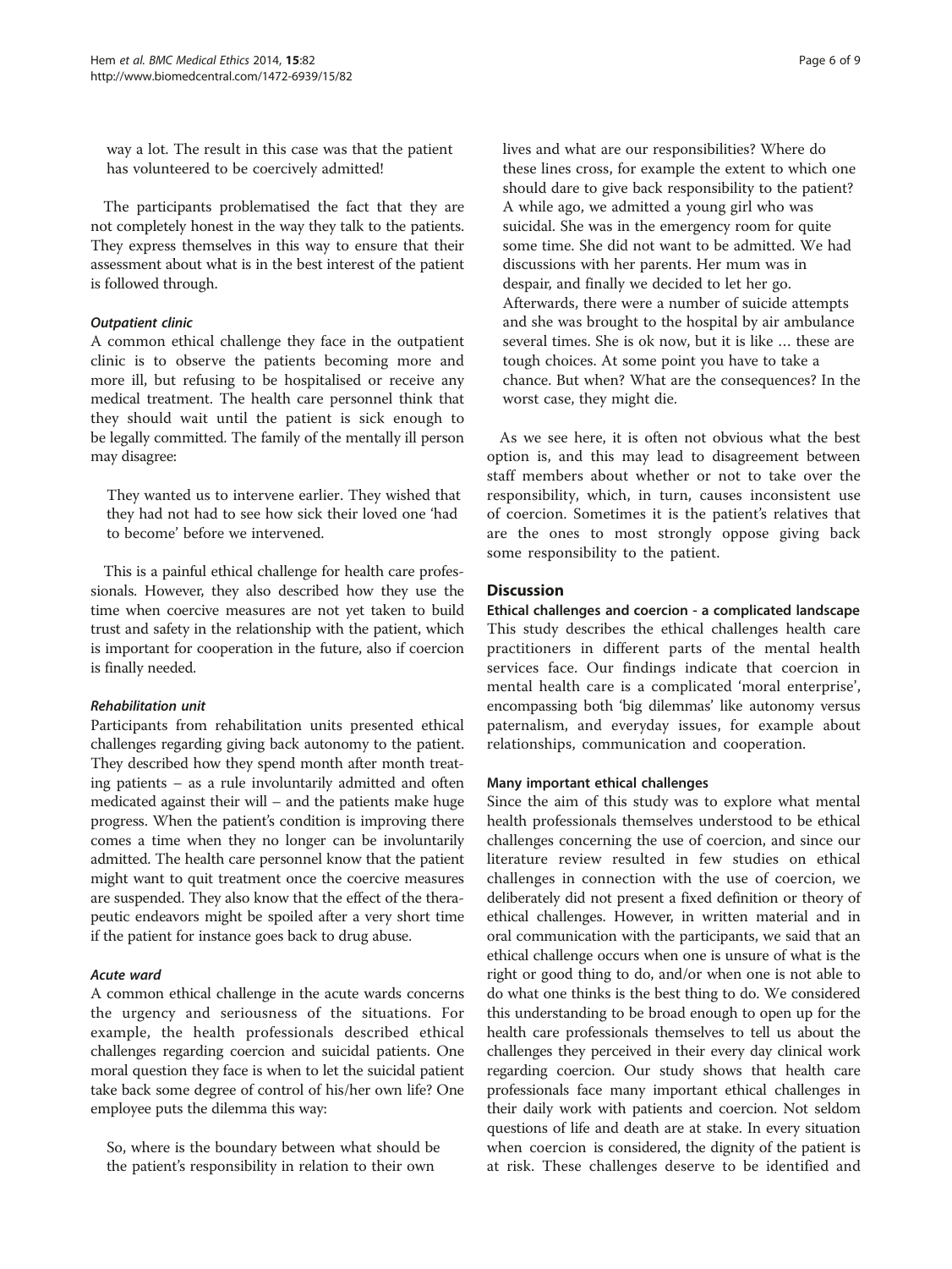way a lot. The result in this case was that the patient has volunteered to be coercively admitted!

The participants problematised the fact that they are not completely honest in the way they talk to the patients. They express themselves in this way to ensure that their assessment about what is in the best interest of the patient is followed through.

#### *Outpatient clinic*

A common ethical challenge they face in the outpatient clinic is to observe the patients becoming more and more ill, but refusing to be hospitalised or receive any medical treatment. The health care personnel think that they should wait until the patient is sick enough to be legally committed. The family of the mentally ill person may disagree:

> They wanted us to intervene earlier. They wished that they had not had to see how sick their loved one 'had to become' before we intervened.

This is a painful ethical challenge for health care professionals. However, they also described how they use the time when coercive measures are not yet taken to build trust and safety in the relationship with the patient, which is important for cooperation in the future, also if coercion is finally needed.

#### *Rehabilitation unit*

Participants from rehabilitation units presented ethical challenges regarding giving back autonomy to the patient. They described how they spend month after month treating patients – as a rule involuntarily admitted and often medicated against their will – and the patients make huge progress. When the patient's condition is improving there comes a time when they no longer can be involuntarily admitted. The health care personnel know that the patient might want to quit treatment once the coercive measures are suspended. They also know that the effect of the therapeutic endeavors might be spoiled after a very short time if the patient for instance goes back to drug abuse.

#### *Acute ward*

A common ethical challenge in the acute wards concerns the urgency and seriousness of the situations. For example, the health professionals described ethical challenges regarding coercion and suicidal patients. One moral question they face is when to let the suicidal patient take back some degree of control of his/her own life? One employee puts the dilemma this way:

> So, where is the boundary between what should be the patient's responsibility in relation to their own lives and what are our responsibilities? Where do these lines cross, for example the extent to which one should dare to give back responsibility to the patient? A while ago, we admitted a young girl who was suicidal. She was in the emergency room for quite some time. She did not want to be admitted. We had discussions with her parents. Her mum was in despair, and finally we decided to let her go. Afterwards, there were a number of suicide attempts and she was brought to the hospital by air ambulance several times. She is ok now, but it is like … these are tough choices. At some point you have to take a chance. But when? What are the consequences? In the worst case, they might die.

As we see here, it is often not obvious what the best option is, and this may lead to disagreement between staff members about whether or not to take over the responsibility, which, in turn, causes inconsistent use of coercion. Sometimes it is the patient's relatives that are the ones to most strongly oppose giving back some responsibility to the patient.

## Discussion

### Ethical challenges and coercion - a complicated landscape

This study describes the ethical challenges health care practitioners in different parts of the mental health services face. Our findings indicate that coercion in mental health care is a complicated 'moral enterprise', encompassing both 'big dilemmas' like autonomy versus paternalism, and everyday issues, for example about relationships, communication and cooperation.

### Many important ethical challenges

Since the aim of this study was to explore what mental health professionals themselves understood to be ethical challenges concerning the use of coercion, and since our literature review resulted in few studies on ethical challenges in connection with the use of coercion, we deliberately did not present a fixed definition or theory of ethical challenges. However, in written material and in oral communication with the participants, we said that an ethical challenge occurs when one is unsure of what is the right or good thing to do, and/or when one is not able to do what one thinks is the best thing to do. We considered this understanding to be broad enough to open up for the health care professionals themselves to tell us about the challenges they perceived in their every day clinical work regarding coercion. Our study shows that health care professionals face many important ethical challenges in their daily work with patients and coercion. Not seldom questions of life and death are at stake. In every situation when coercion is considered, the dignity of the patient is at risk. These challenges deserve to be identified and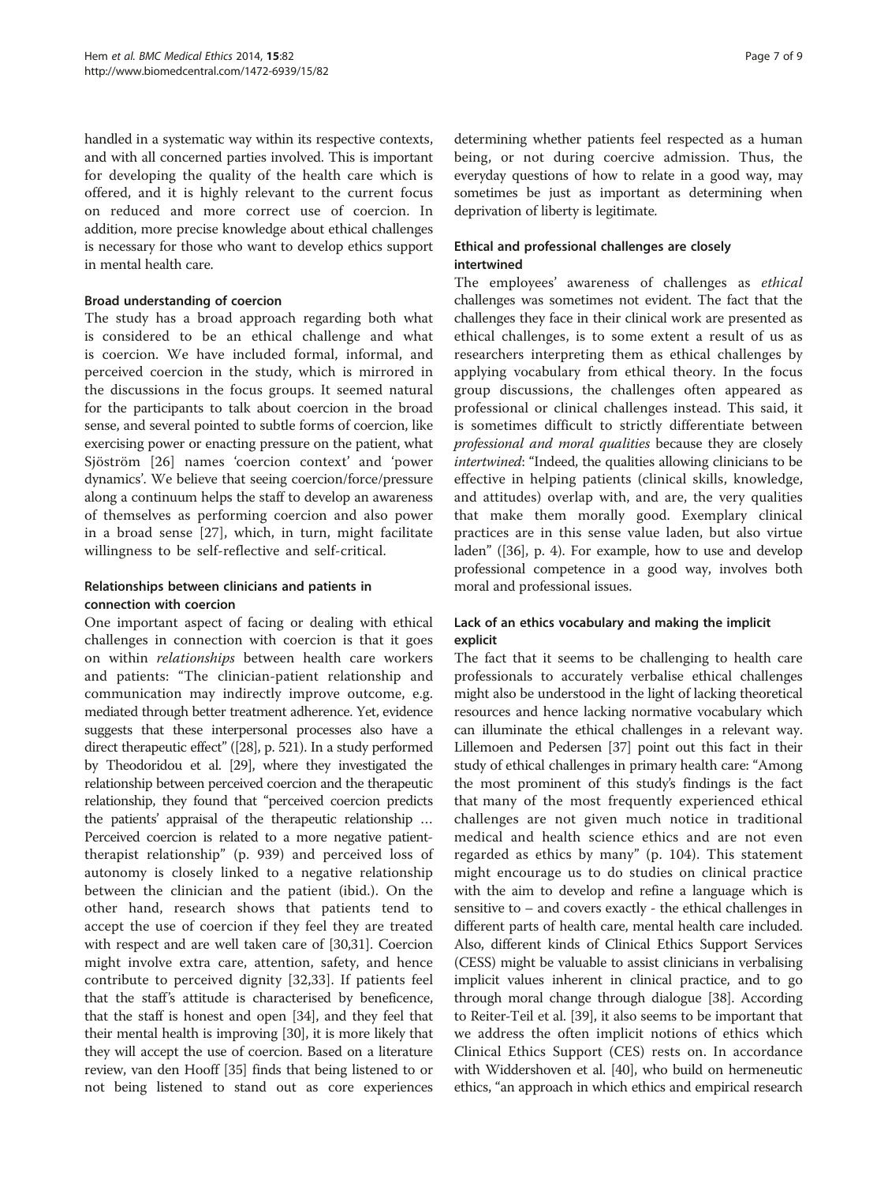handled in a systematic way within its respective contexts, and with all concerned parties involved. This is important for developing the quality of the health care which is offered, and it is highly relevant to the current focus on reduced and more correct use of coercion. In addition, more precise knowledge about ethical challenges is necessary for those who want to develop ethics support in mental health care.

### Broad understanding of coercion

The study has a broad approach regarding both what is considered to be an ethical challenge and what is coercion. We have included formal, informal, and perceived coercion in the study, which is mirrored in the discussions in the focus groups. It seemed natural for the participants to talk about coercion in the broad sense, and several pointed to subtle forms of coercion, like exercising power or enacting pressure on the patient, what Sjöström [26] names 'coercion context' and 'power dynamics'. We believe that seeing coercion/force/pressure along a continuum helps the staff to develop an awareness of themselves as performing coercion and also power in a broad sense [27], which, in turn, might facilitate willingness to be self-reflective and self-critical.

### Relationships between clinicians and patients in connection with coercion

One important aspect of facing or dealing with ethical challenges in connection with coercion is that it goes on within *relationships* between health care workers and patients: "The clinician-patient relationship and communication may indirectly improve outcome, e.g. mediated through better treatment adherence. Yet, evidence suggests that these interpersonal processes also have a direct therapeutic effect" ([28], p. 521). In a study performed by Theodoridou et al. [29], where they investigated the relationship between perceived coercion and the therapeutic relationship, they found that "perceived coercion predicts the patients' appraisal of the therapeutic relationship … Perceived coercion is related to a more negative patient-therapist relationship" (p. 939) and perceived loss of autonomy is closely linked to a negative relationship between the clinician and the patient (ibid.). On the other hand, research shows that patients tend to accept the use of coercion if they feel they are treated with respect and are well taken care of [30,31]. Coercion might involve extra care, attention, safety, and hence contribute to perceived dignity [32,33]. If patients feel that the staff's attitude is characterised by beneficence, that the staff is honest and open [34], and they feel that their mental health is improving [30], it is more likely that they will accept the use of coercion. Based on a literature review, van den Hooff [35] finds that being listened to or not being listened to stand out as core experiences determining whether patients feel respected as a human being, or not during coercive admission. Thus, the everyday questions of how to relate in a good way, may sometimes be just as important as determining when deprivation of liberty is legitimate.

### Ethical and professional challenges are closely intertwined

The employees' awareness of challenges as *ethical* challenges was sometimes not evident. The fact that the challenges they face in their clinical work are presented as ethical challenges, is to some extent a result of us as researchers interpreting them as ethical challenges by applying vocabulary from ethical theory. In the focus group discussions, the challenges often appeared as professional or clinical challenges instead. This said, it is sometimes difficult to strictly differentiate between *professional and moral qualities* because they are closely *intertwined*: "Indeed, the qualities allowing clinicians to be effective in helping patients (clinical skills, knowledge, and attitudes) overlap with, and are, the very qualities that make them morally good. Exemplary clinical practices are in this sense value laden, but also virtue laden" ([36], p. 4). For example, how to use and develop professional competence in a good way, involves both moral and professional issues.

### Lack of an ethics vocabulary and making the implicit explicit

The fact that it seems to be challenging to health care professionals to accurately verbalise ethical challenges might also be understood in the light of lacking theoretical resources and hence lacking normative vocabulary which can illuminate the ethical challenges in a relevant way. Lillemoen and Pedersen [37] point out this fact in their study of ethical challenges in primary health care: "Among the most prominent of this study's findings is the fact that many of the most frequently experienced ethical challenges are not given much notice in traditional medical and health science ethics and are not even regarded as ethics by many" (p. 104). This statement might encourage us to do studies on clinical practice with the aim to develop and refine a language which is sensitive to – and covers exactly - the ethical challenges in different parts of health care, mental health care included. Also, different kinds of Clinical Ethics Support Services (CESS) might be valuable to assist clinicians in verbalising implicit values inherent in clinical practice, and to go through moral change through dialogue [38]. According to Reiter-Teil et al. [39], it also seems to be important that we address the often implicit notions of ethics which Clinical Ethics Support (CES) rests on. In accordance with Widdershoven et al. [40], who build on hermeneutic ethics, "an approach in which ethics and empirical research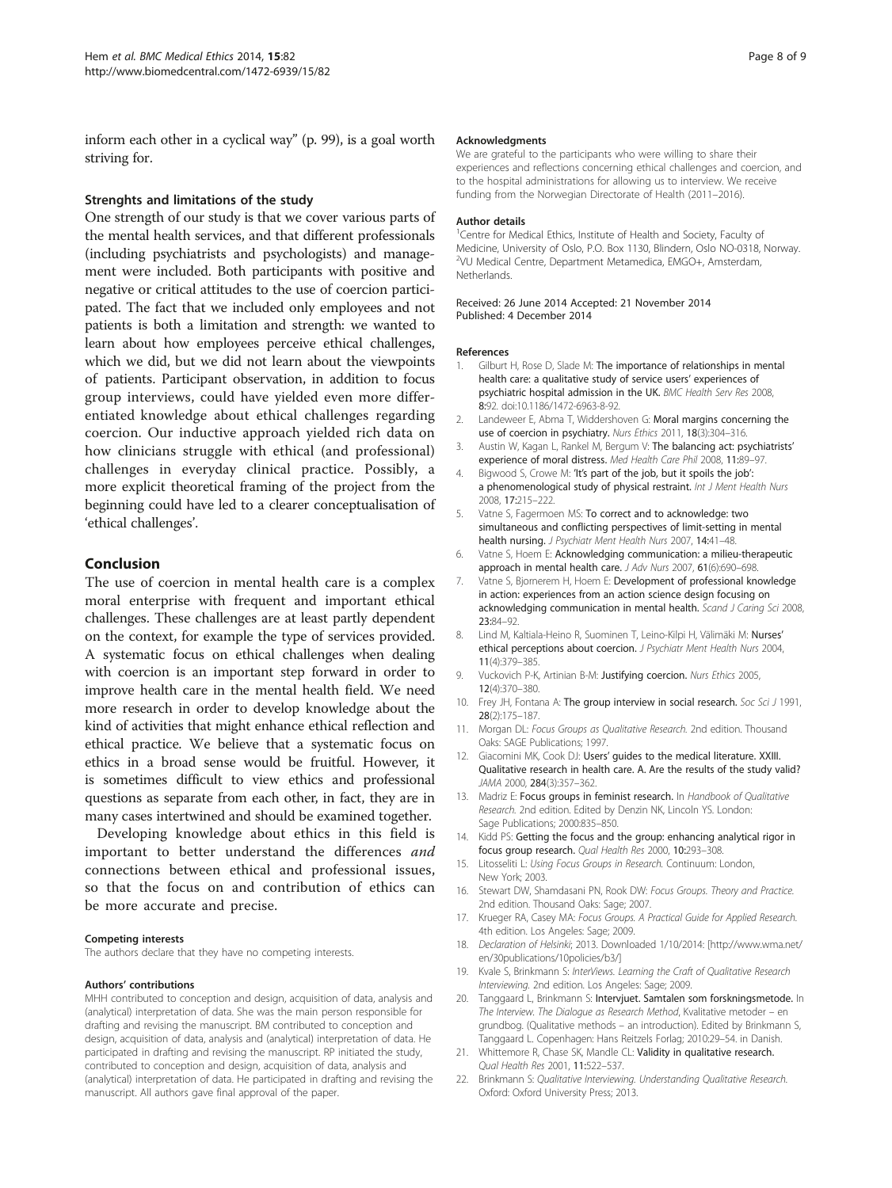inform each other in a cyclical way" (p. 99), is a goal worth striving for.

### Strenghts and limitations of the study

One strength of our study is that we cover various parts of the mental health services, and that different professionals (including psychiatrists and psychologists) and management were included. Both participants with positive and negative or critical attitudes to the use of coercion participated. The fact that we included only employees and not patients is both a limitation and strength: we wanted to learn about how employees perceive ethical challenges, which we did, but we did not learn about the viewpoints of patients. Participant observation, in addition to focus group interviews, could have yielded even more differentiated knowledge about ethical challenges regarding coercion. Our inductive approach yielded rich data on how clinicians struggle with ethical (and professional) challenges in everyday clinical practice. Possibly, a more explicit theoretical framing of the project from the beginning could have led to a clearer conceptualisation of 'ethical challenges'.

## Conclusion

The use of coercion in mental health care is a complex moral enterprise with frequent and important ethical challenges. These challenges are at least partly dependent on the context, for example the type of services provided. A systematic focus on ethical challenges when dealing with coercion is an important step forward in order to improve health care in the mental health field. We need more research in order to develop knowledge about the kind of activities that might enhance ethical reflection and ethical practice. We believe that a systematic focus on ethics in a broad sense would be fruitful. However, it is sometimes difficult to view ethics and professional questions as separate from each other, in fact, they are in many cases intertwined and should be examined together.

Developing knowledge about ethics in this field is important to better understand the differences *and* connections between ethical and professional issues, so that the focus on and contribution of ethics can be more accurate and precise.

#### Competing interests

The authors declare that they have no competing interests.

#### Authors' contributions

MHH contributed to conception and design, acquisition of data, analysis and (analytical) interpretation of data. She was the main person responsible for drafting and revising the manuscript. BM contributed to conception and design, acquisition of data, analysis and (analytical) interpretation of data. He participated in drafting and revising the manuscript. RP initiated the study, contributed to conception and design, acquisition of data, analysis and (analytical) interpretation of data. He participated in drafting and revising the manuscript. All authors gave final approval of the paper.

#### Acknowledgments

We are grateful to the participants who were willing to share their experiences and reflections concerning ethical challenges and coercion, and to the hospital administrations for allowing us to interview. We receive funding from the Norwegian Directorate of Health (2011–2016).

#### Author details

[1]Centre for Medical Ethics, Institute of Health and Society, Faculty of Medicine, University of Oslo, P.O. Box 1130, Blindern, Oslo NO-0318, Norway. [2]VU Medical Centre, Department Metamedica, EMGO+, Amsterdam, Netherlands.

Received: 26 June 2014 Accepted: 21 November 2014
Published: 4 December 2014

#### References

1. Gilburt H, Rose D, Slade M: **The importance of relationships in mental health care: a qualitative study of service users' experiences of psychiatric hospital admission in the UK.** *BMC Health Serv Res* 2008, **8**:92. doi:10.1186/1472-6963-8-92.
2. Landeweer E, Abma T, Widdershoven G: **Moral margins concerning the use of coercion in psychiatry.** *Nurs Ethics* 2011, **18**(3):304–316.
3. Austin W, Kagan L, Rankel M, Bergum V: **The balancing act: psychiatrists' experience of moral distress.** *Med Health Care Phil* 2008, **11**:89–97.
4. Bigwood S, Crowe M: **'It's part of the job, but it spoils the job': a phenomenological study of physical restraint.** *Int J Ment Health Nurs* 2008, **17**:215–222.
5. Vatne S, Fagermoen MS: **To correct and to acknowledge: two simultaneous and conflicting perspectives of limit-setting in mental health nursing.** *J Psychiatr Ment Health Nurs* 2007, **14**:41–48.
6. Vatne S, Hoem E: **Acknowledging communication: a milieu-therapeutic approach in mental health care.** *J Adv Nurs* 2007, **61**(6):690–698.
7. Vatne S, Bjornerem H, Hoem E: **Development of professional knowledge in action: experiences from an action science design focusing on acknowledging communication in mental health.** *Scand J Caring Sci* 2008, **23**:84–92.
8. Lind M, Kaltiala-Heino R, Suominen T, Leino-Kilpi H, Välimäki M: **Nurses' ethical perceptions about coercion.** *J Psychiatr Ment Health Nurs* 2004, **11**(4):379–385.
9. Vuckovich P-K, Artinian B-M: **Justifying coercion.** *Nurs Ethics* 2005, **12**(4):370–380.
10. Frey JH, Fontana A: **The group interview in social research.** *Soc Sci J* 1991, **28**(2):175–187.
11. Morgan DL: *Focus Groups as Qualitative Research.* 2nd edition. Thousand Oaks: SAGE Publications; 1997.
12. Giacomini MK, Cook DJ: **Users' guides to the medical literature. XXIII. Qualitative research in health care. A. Are the results of the study valid?** *JAMA* 2000, **284**(3):357–362.
13. Madriz E: **Focus groups in feminist research.** In *Handbook of Qualitative Research.* 2nd edition. Edited by Denzin NK, Lincoln YS. London: Sage Publications; 2000:835–850.
14. Kidd PS: **Getting the focus and the group: enhancing analytical rigor in focus group research.** *Qual Health Res* 2000, **10**:293–308.
15. Litosseliti L: *Using Focus Groups in Research.* Continuum: London, New York; 2003.
16. Stewart DW, Shamdasani PN, Rook DW: *Focus Groups. Theory and Practice.* 2nd edition. Thousand Oaks: Sage; 2007.
17. Krueger RA, Casey MA: *Focus Groups. A Practical Guide for Applied Research.* 4th edition. Los Angeles: Sage; 2009.
18. *Declaration of Helsinki*; 2013. Downloaded 1/10/2014: [http://www.wma.net/en/30publications/10policies/b3/]
19. Kvale S, Brinkmann S: *InterViews. Learning the Craft of Qualitative Research Interviewing.* 2nd edition. Los Angeles: Sage; 2009.
20. Tanggaard L, Brinkmann S: **Intervjuet. Samtalen som forskningsmetode.** In *The Interview. The Dialogue as Research Method*, Kvalitative metoder – en grundbog. (Qualitative methods – an introduction). Edited by Brinkmann S, Tanggaard L. Copenhagen: Hans Reitzels Forlag; 2010:29–54. in Danish.
21. Whittemore R, Chase SK, Mandle CL: **Validity in qualitative research.** *Qual Health Res* 2001, **11**:522–537.
22. Brinkmann S: *Qualitative Interviewing. Understanding Qualitative Research.* Oxford: Oxford University Press; 2013.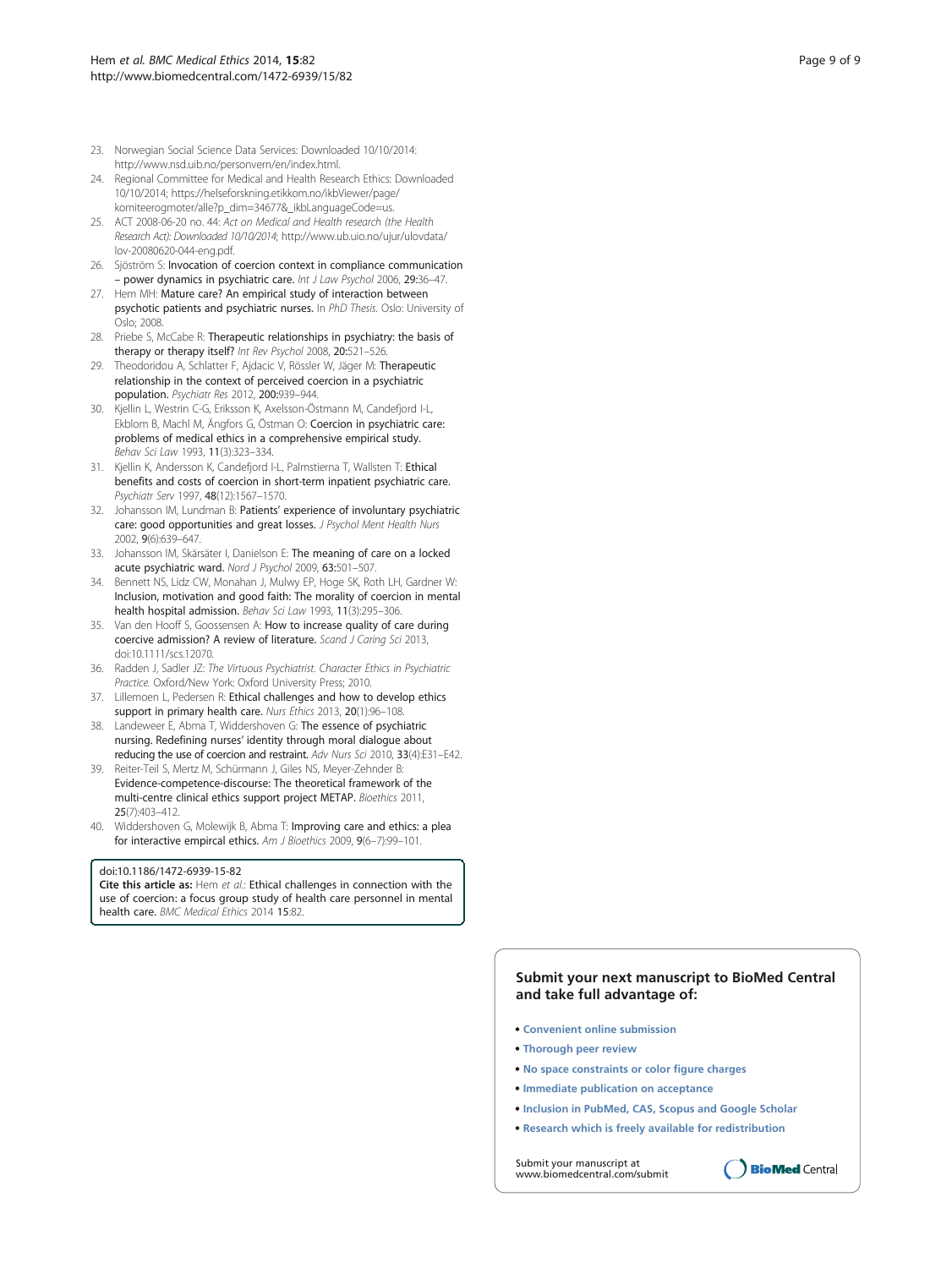23. Norwegian Social Science Data Services: Downloaded 10/10/2014: http://www.nsd.uib.no/personvern/en/index.html.
24. Regional Committee for Medical and Health Research Ethics: Downloaded 10/10/2014; https://helseforskning.etikkom.no/ikbViewer/page/komiteerogmoter/alle?p_dim=34677&_ikbLanguageCode=us.
25. ACT 2008-06-20 no. 44: *Act on Medical and Health research (the Health Research Act): Downloaded 10/10/2014*; http://www.ub.uio.no/ujur/ulovdata/lov-20080620-044-eng.pdf.
26. Sjöström S: **Invocation of coercion context in compliance communication – power dynamics in psychiatric care.** *Int J Law Psychol* 2006, **29:**36–47.
27. Hem MH: **Mature care? An empirical study of interaction between psychotic patients and psychiatric nurses.** In *PhD Thesis.* Oslo: University of Oslo; 2008.
28. Priebe S, McCabe R: **Therapeutic relationships in psychiatry: the basis of therapy or therapy itself?** *Int Rev Psychol* 2008, **20:**521–526.
29. Theodoridou A, Schlatter F, Ajdacic V, Rössler W, Jäger M: **Therapeutic relationship in the context of perceived coercion in a psychiatric population.** *Psychiatr Res* 2012, **200:**939–944.
30. Kjellin L, Westrin C-G, Eriksson K, Axelsson-Östmann M, Candefjord I-L, Ekblom B, Machl M, Ängfors G, Östman O: **Coercion in psychiatric care: problems of medical ethics in a comprehensive empirical study.** *Behav Sci Law* 1993, **11**(3):323–334.
31. Kjellin K, Andersson K, Candefjord I-L, Palmstierna T, Wallsten T: **Ethical benefits and costs of coercion in short-term inpatient psychiatric care.** *Psychiatr Serv* 1997, **48**(12):1567–1570.
32. Johansson IM, Lundman B: **Patients' experience of involuntary psychiatric care: good opportunities and great losses.** *J Psychol Ment Health Nurs* 2002, **9**(6):639–647.
33. Johansson IM, Skärsäter I, Danielson E: **The meaning of care on a locked acute psychiatric ward.** *Nord J Psychol* 2009, **63:**501–507.
34. Bennett NS, Lidz CW, Monahan J, Mulwy EP, Hoge SK, Roth LH, Gardner W: **Inclusion, motivation and good faith: The morality of coercion in mental health hospital admission.** *Behav Sci Law* 1993, **11**(3):295–306.
35. Van den Hooff S, Goossensen A: **How to increase quality of care during coercive admission? A review of literature.** *Scand J Caring Sci* 2013, doi:10.1111/scs.12070.
36. Radden J, Sadler JZ: *The Virtuous Psychiatrist. Character Ethics in Psychiatric Practice.* Oxford/New York: Oxford University Press; 2010.
37. Lillemoen L, Pedersen R: **Ethical challenges and how to develop ethics support in primary health care.** *Nurs Ethics* 2013, **20**(1):96–108.
38. Landeweer E, Abma T, Widdershoven G: **The essence of psychiatric nursing. Redefining nurses' identity through moral dialogue about reducing the use of coercion and restraint.** *Adv Nurs Sci* 2010, **33**(4):E31–E42.
39. Reiter-Teil S, Mertz M, Schürmann J, Giles NS, Meyer-Zehnder B: **Evidence-competence-discourse: The theoretical framework of the multi-centre clinical ethics support project METAP.** *Bioethics* 2011, **25**(7):403–412.
40. Widdershoven G, Molewijk B, Abma T: **Improving care and ethics: a plea for interactive empircal ethics.** *Am J Bioethics* 2009, **9**(6–7):99–101.

doi:10.1186/1472-6939-15-82

**Cite this article as:** Hem *et al.*: Ethical challenges in connection with the use of coercion: a focus group study of health care personnel in mental health care. *BMC Medical Ethics* 2014 **15**:82.

**Submit your next manuscript to BioMed Central and take full advantage of:**

- **Convenient online submission**
- **Thorough peer review**
- **No space constraints or color figure charges**
- **Immediate publication on acceptance**
- **Inclusion in PubMed, CAS, Scopus and Google Scholar**
- **Research which is freely available for redistribution**

Submit your manuscript at www.biomedcentral.com/submit

BioMed Central